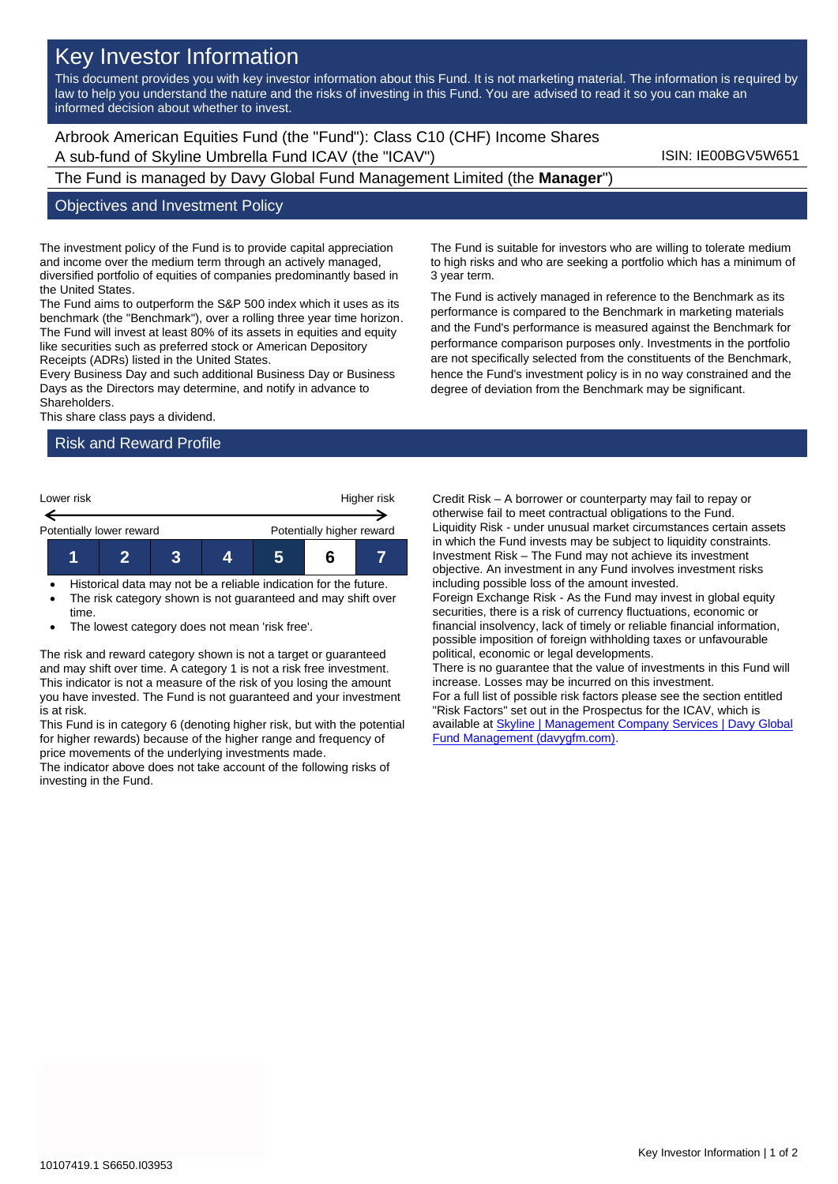# Key Investor Information

This document provides you with key investor information about this Fund. It is not marketing material. The information is required by law to help you understand the nature and the risks of investing in this Fund. You are advised to read it so you can make an informed decision about whether to invest.

Arbrook American Equities Fund (the "Fund"): Class C10 (CHF) Income Shares
A sub-fund of Skyline Umbrella Fund ICAV (the "ICAV")

ISIN: IE00BGV5W651

The Fund is managed by Davy Global Fund Management Limited (the **Manager**")

## Objectives and Investment Policy

The investment policy of the Fund is to provide capital appreciation and income over the medium term through an actively managed, diversified portfolio of equities of companies predominantly based in the United States.
The Fund aims to outperform the S&P 500 index which it uses as its benchmark (the "Benchmark"), over a rolling three year time horizon.
The Fund will invest at least 80% of its assets in equities and equity like securities such as preferred stock or American Depository Receipts (ADRs) listed in the United States.
Every Business Day and such additional Business Day or Business Days as the Directors may determine, and notify in advance to Shareholders.
This share class pays a dividend.

The Fund is suitable for investors who are willing to tolerate medium to high risks and who are seeking a portfolio which has a minimum of 3 year term.

The Fund is actively managed in reference to the Benchmark as its performance is compared to the Benchmark in marketing materials and the Fund's performance is measured against the Benchmark for performance comparison purposes only. Investments in the portfolio are not specifically selected from the constituents of the Benchmark, hence the Fund's investment policy is in no way constrained and the degree of deviation from the Benchmark may be significant.

## Risk and Reward Profile

Lower risk — Higher risk

Potentially lower reward — Potentially higher reward

| 1 | 2 | 3 | 4 | 5 | **6** | 7 |
|---|---|---|---|---|---|---|

- Historical data may not be a reliable indication for the future.
- The risk category shown is not guaranteed and may shift over time.
- The lowest category does not mean 'risk free'.

The risk and reward category shown is not a target or guaranteed and may shift over time. A category 1 is not a risk free investment. This indicator is not a measure of the risk of you losing the amount you have invested. The Fund is not guaranteed and your investment is at risk.
This Fund is in category 6 (denoting higher risk, but with the potential for higher rewards) because of the higher range and frequency of price movements of the underlying investments made.
The indicator above does not take account of the following risks of investing in the Fund.

Credit Risk – A borrower or counterparty may fail to repay or otherwise fail to meet contractual obligations to the Fund.
Liquidity Risk - under unusual market circumstances certain assets in which the Fund invests may be subject to liquidity constraints.
Investment Risk – The Fund may not achieve its investment objective. An investment in any Fund involves investment risks including possible loss of the amount invested.
Foreign Exchange Risk - As the Fund may invest in global equity securities, there is a risk of currency fluctuations, economic or financial insolvency, lack of timely or reliable financial information, possible imposition of foreign withholding taxes or unfavourable political, economic or legal developments.
There is no guarantee that the value of investments in this Fund will increase. Losses may be incurred on this investment.
For a full list of possible risk factors please see the section entitled "Risk Factors" set out in the Prospectus for the ICAV, which is available at Skyline | Management Company Services | Davy Global Fund Management (davygfm.com).

10107419.1 S6650.I03953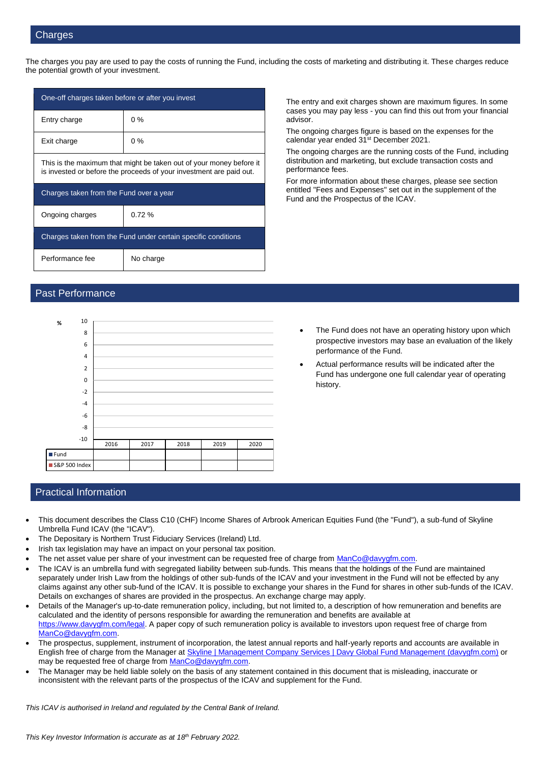## Charges

The charges you pay are used to pay the costs of running the Fund, including the costs of marketing and distributing it. These charges reduce the potential growth of your investment.

| One-off charges taken before or after you invest | |
|---|---|
| Entry charge | 0 % |
| Exit charge | 0 % |
| This is the maximum that might be taken out of your money before it is invested or before the proceeds of your investment are paid out. | |
| **Charges taken from the Fund over a year** | |
| Ongoing charges | 0.72 % |
| **Charges taken from the Fund under certain specific conditions** | |
| Performance fee | No charge |

The entry and exit charges shown are maximum figures. In some cases you may pay less - you can find this out from your financial advisor.

The ongoing charges figure is based on the expenses for the calendar year ended 31st December 2021.

The ongoing charges are the running costs of the Fund, including distribution and marketing, but exclude transaction costs and performance fees.

For more information about these charges, please see section entitled "Fees and Expenses" set out in the supplement of the Fund and the Prospectus of the ICAV.

## Past Performance

%

10
8
6
4
2
0
-2
-4
-6
-8
-10

2016 2017 2018 2019 2020

Fund
S&P 500 Index

- The Fund does not have an operating history upon which prospective investors may base an evaluation of the likely performance of the Fund.
- Actual performance results will be indicated after the Fund has undergone one full calendar year of operating history.

## Practical Information

- This document describes the Class C10 (CHF) Income Shares of Arbrook American Equities Fund (the "Fund"), a sub-fund of Skyline Umbrella Fund ICAV (the "ICAV").
- The Depositary is Northern Trust Fiduciary Services (Ireland) Ltd.
- Irish tax legislation may have an impact on your personal tax position.
- The net asset value per share of your investment can be requested free of charge from ManCo@davygfm.com.
- The ICAV is an umbrella fund with segregated liability between sub-funds. This means that the holdings of the Fund are maintained separately under Irish Law from the holdings of other sub-funds of the ICAV and your investment in the Fund will not be effected by any claims against any other sub-fund of the ICAV. It is possible to exchange your shares in the Fund for shares in other sub-funds of the ICAV. Details on exchanges of shares are provided in the prospectus. An exchange charge may apply.
- Details of the Manager's up-to-date remuneration policy, including, but not limited to, a description of how remuneration and benefits are calculated and the identity of persons responsible for awarding the remuneration and benefits are available at https://www.davygfm.com/legal. A paper copy of such remuneration policy is available to investors upon request free of charge from ManCo@davygfm.com.
- The prospectus, supplement, instrument of incorporation, the latest annual reports and half-yearly reports and accounts are available in English free of charge from the Manager at Skyline | Management Company Services | Davy Global Fund Management (davygfm.com) or may be requested free of charge from ManCo@davygfm.com.
- The Manager may be held liable solely on the basis of any statement contained in this document that is misleading, inaccurate or inconsistent with the relevant parts of the prospectus of the ICAV and supplement for the Fund.

*This ICAV is authorised in Ireland and regulated by the Central Bank of Ireland.*

*This Key Investor Information is accurate as at 18th February 2022.*